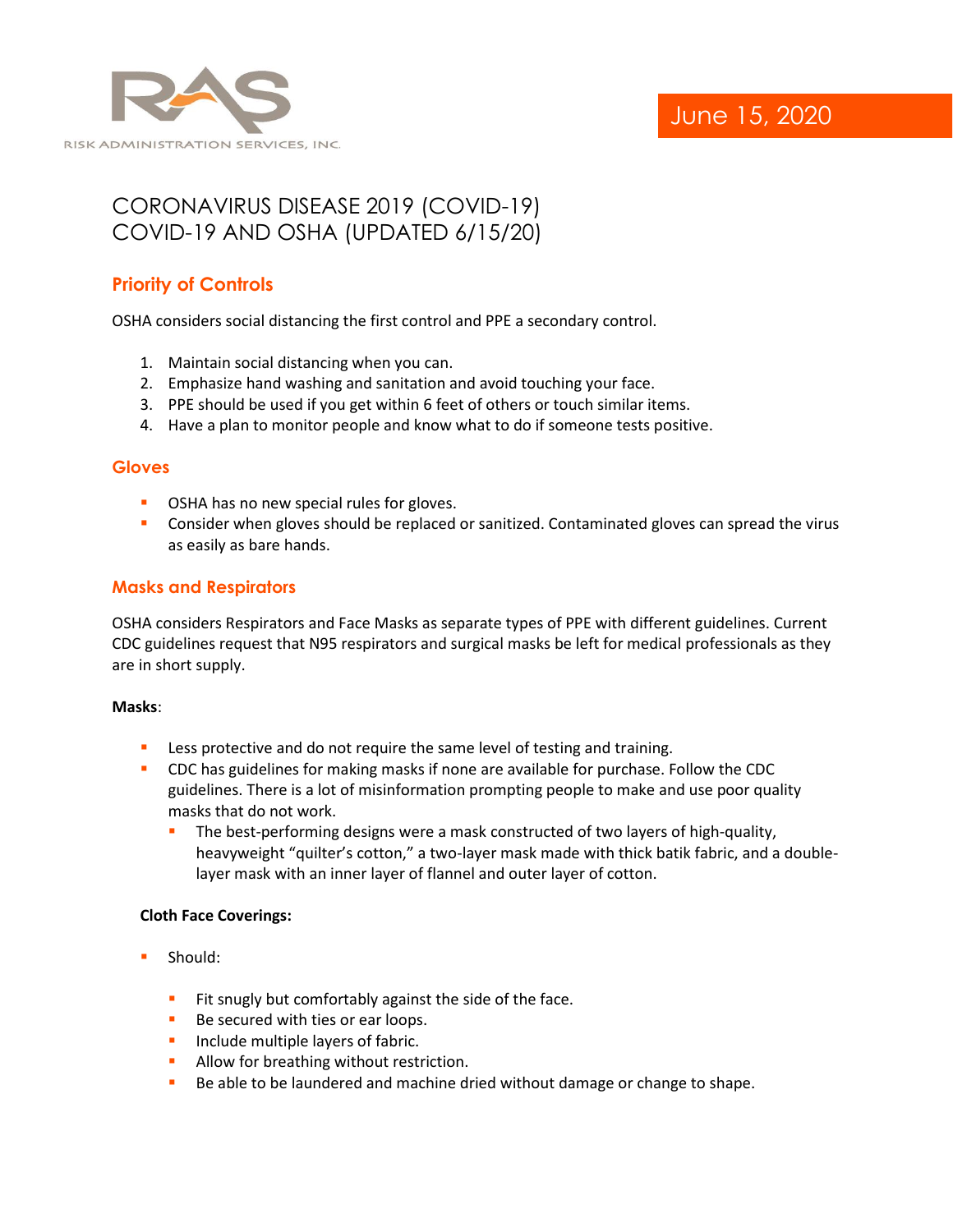RISK ADMINISTRATION SERVICES, INC.

June 15, 2020

# CORONAVIRUS DISEASE 2019 (COVID-19)
# COVID-19 AND OSHA (UPDATED 6/15/20)

## Priority of Controls

OSHA considers social distancing the first control and PPE a secondary control.

1. Maintain social distancing when you can.
2. Emphasize hand washing and sanitation and avoid touching your face.
3. PPE should be used if you get within 6 feet of others or touch similar items.
4. Have a plan to monitor people and know what to do if someone tests positive.

## Gloves

- OSHA has no new special rules for gloves.
- Consider when gloves should be replaced or sanitized. Contaminated gloves can spread the virus as easily as bare hands.

## Masks and Respirators

OSHA considers Respirators and Face Masks as separate types of PPE with different guidelines. Current CDC guidelines request that N95 respirators and surgical masks be left for medical professionals as they are in short supply.

**Masks**:

- Less protective and do not require the same level of testing and training.
- CDC has guidelines for making masks if none are available for purchase. Follow the CDC guidelines. There is a lot of misinformation prompting people to make and use poor quality masks that do not work.
  - The best-performing designs were a mask constructed of two layers of high-quality, heavyweight “quilter’s cotton,” a two-layer mask made with thick batik fabric, and a double-layer mask with an inner layer of flannel and outer layer of cotton.

**Cloth Face Coverings:**

- Should:
  - Fit snugly but comfortably against the side of the face.
  - Be secured with ties or ear loops.
  - Include multiple layers of fabric.
  - Allow for breathing without restriction.
  - Be able to be laundered and machine dried without damage or change to shape.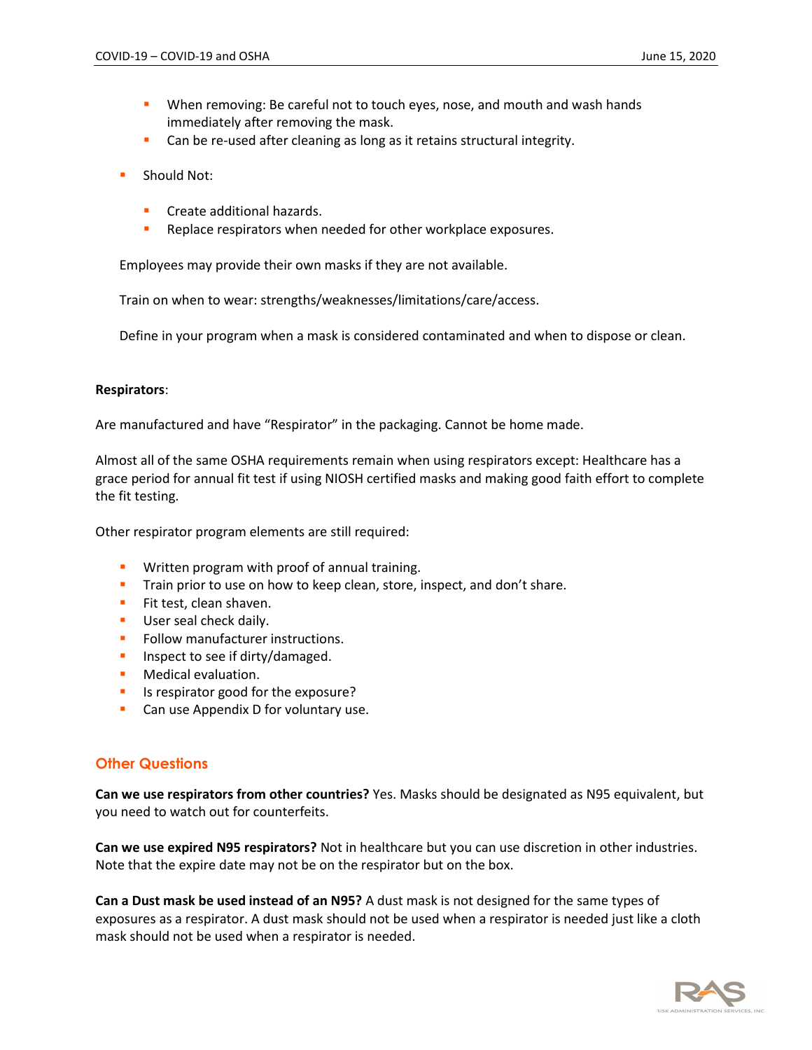- When removing: Be careful not to touch eyes, nose, and mouth and wash hands immediately after removing the mask.
    - Can be re-used after cleaning as long as it retains structural integrity.

- Should Not:

    - Create additional hazards.
    - Replace respirators when needed for other workplace exposures.

Employees may provide their own masks if they are not available.

Train on when to wear: strengths/weaknesses/limitations/care/access.

Define in your program when a mask is considered contaminated and when to dispose or clean.

**Respirators**:

Are manufactured and have "Respirator" in the packaging. Cannot be home made.

Almost all of the same OSHA requirements remain when using respirators except: Healthcare has a grace period for annual fit test if using NIOSH certified masks and making good faith effort to complete the fit testing.

Other respirator program elements are still required:

- Written program with proof of annual training.
- Train prior to use on how to keep clean, store, inspect, and don't share.
- Fit test, clean shaven.
- User seal check daily.
- Follow manufacturer instructions.
- Inspect to see if dirty/damaged.
- Medical evaluation.
- Is respirator good for the exposure?
- Can use Appendix D for voluntary use.

## Other Questions

**Can we use respirators from other countries?** Yes. Masks should be designated as N95 equivalent, but you need to watch out for counterfeits.

**Can we use expired N95 respirators?** Not in healthcare but you can use discretion in other industries. Note that the expire date may not be on the respirator but on the box.

**Can a Dust mask be used instead of an N95?** A dust mask is not designed for the same types of exposures as a respirator. A dust mask should not be used when a respirator is needed just like a cloth mask should not be used when a respirator is needed.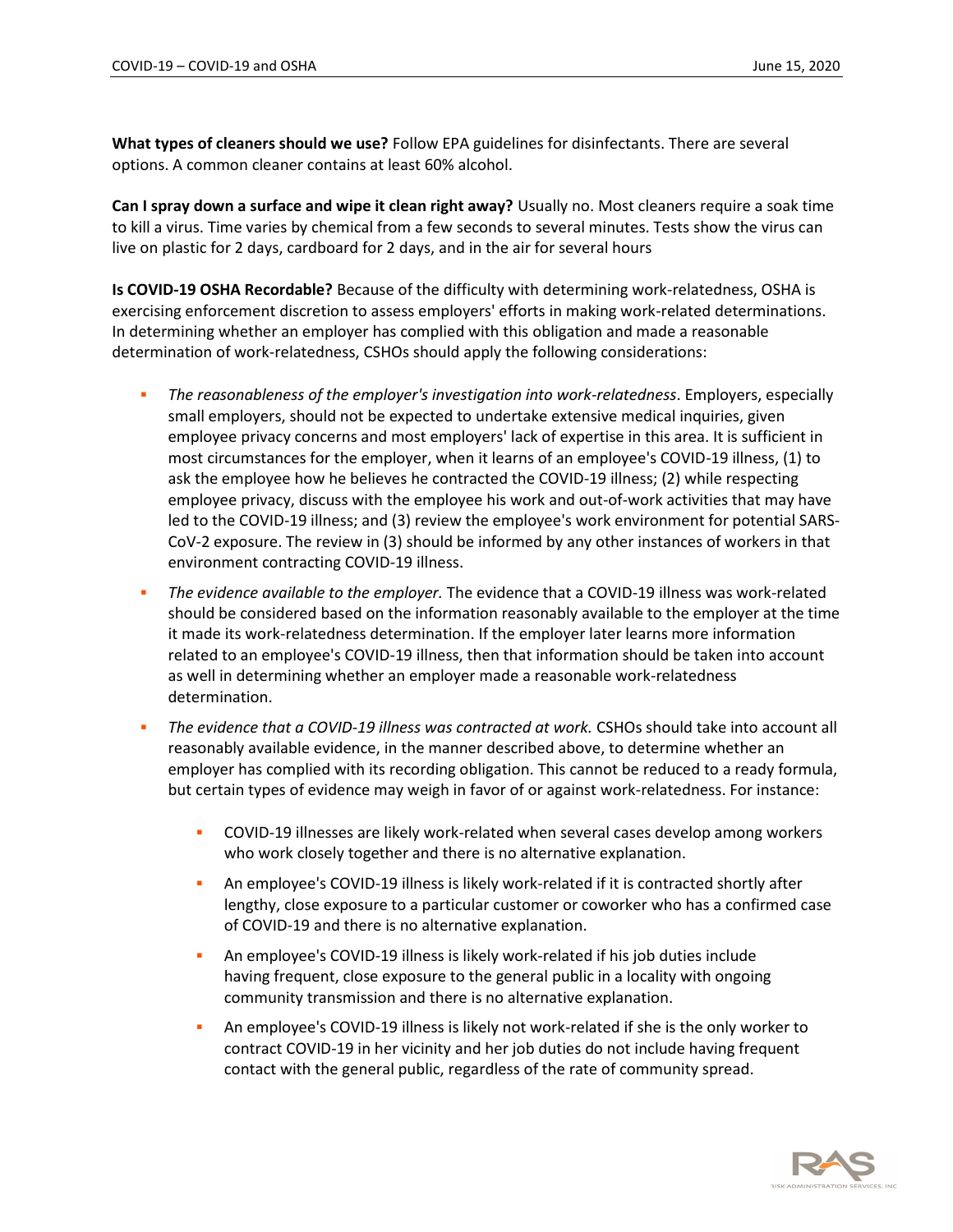**What types of cleaners should we use?** Follow EPA guidelines for disinfectants. There are several options. A common cleaner contains at least 60% alcohol.

**Can I spray down a surface and wipe it clean right away?** Usually no. Most cleaners require a soak time to kill a virus. Time varies by chemical from a few seconds to several minutes. Tests show the virus can live on plastic for 2 days, cardboard for 2 days, and in the air for several hours

**Is COVID-19 OSHA Recordable?** Because of the difficulty with determining work-relatedness, OSHA is exercising enforcement discretion to assess employers' efforts in making work-related determinations. In determining whether an employer has complied with this obligation and made a reasonable determination of work-relatedness, CSHOs should apply the following considerations:

- *The reasonableness of the employer's investigation into work-relatedness*. Employers, especially small employers, should not be expected to undertake extensive medical inquiries, given employee privacy concerns and most employers' lack of expertise in this area. It is sufficient in most circumstances for the employer, when it learns of an employee's COVID-19 illness, (1) to ask the employee how he believes he contracted the COVID-19 illness; (2) while respecting employee privacy, discuss with the employee his work and out-of-work activities that may have led to the COVID-19 illness; and (3) review the employee's work environment for potential SARS-CoV-2 exposure. The review in (3) should be informed by any other instances of workers in that environment contracting COVID-19 illness.
- *The evidence available to the employer.* The evidence that a COVID-19 illness was work-related should be considered based on the information reasonably available to the employer at the time it made its work-relatedness determination. If the employer later learns more information related to an employee's COVID-19 illness, then that information should be taken into account as well in determining whether an employer made a reasonable work-relatedness determination.
- *The evidence that a COVID-19 illness was contracted at work.* CSHOs should take into account all reasonably available evidence, in the manner described above, to determine whether an employer has complied with its recording obligation. This cannot be reduced to a ready formula, but certain types of evidence may weigh in favor of or against work-relatedness. For instance:
    - COVID-19 illnesses are likely work-related when several cases develop among workers who work closely together and there is no alternative explanation.
    - An employee's COVID-19 illness is likely work-related if it is contracted shortly after lengthy, close exposure to a particular customer or coworker who has a confirmed case of COVID-19 and there is no alternative explanation.
    - An employee's COVID-19 illness is likely work-related if his job duties include having frequent, close exposure to the general public in a locality with ongoing community transmission and there is no alternative explanation.
    - An employee's COVID-19 illness is likely not work-related if she is the only worker to contract COVID-19 in her vicinity and her job duties do not include having frequent contact with the general public, regardless of the rate of community spread.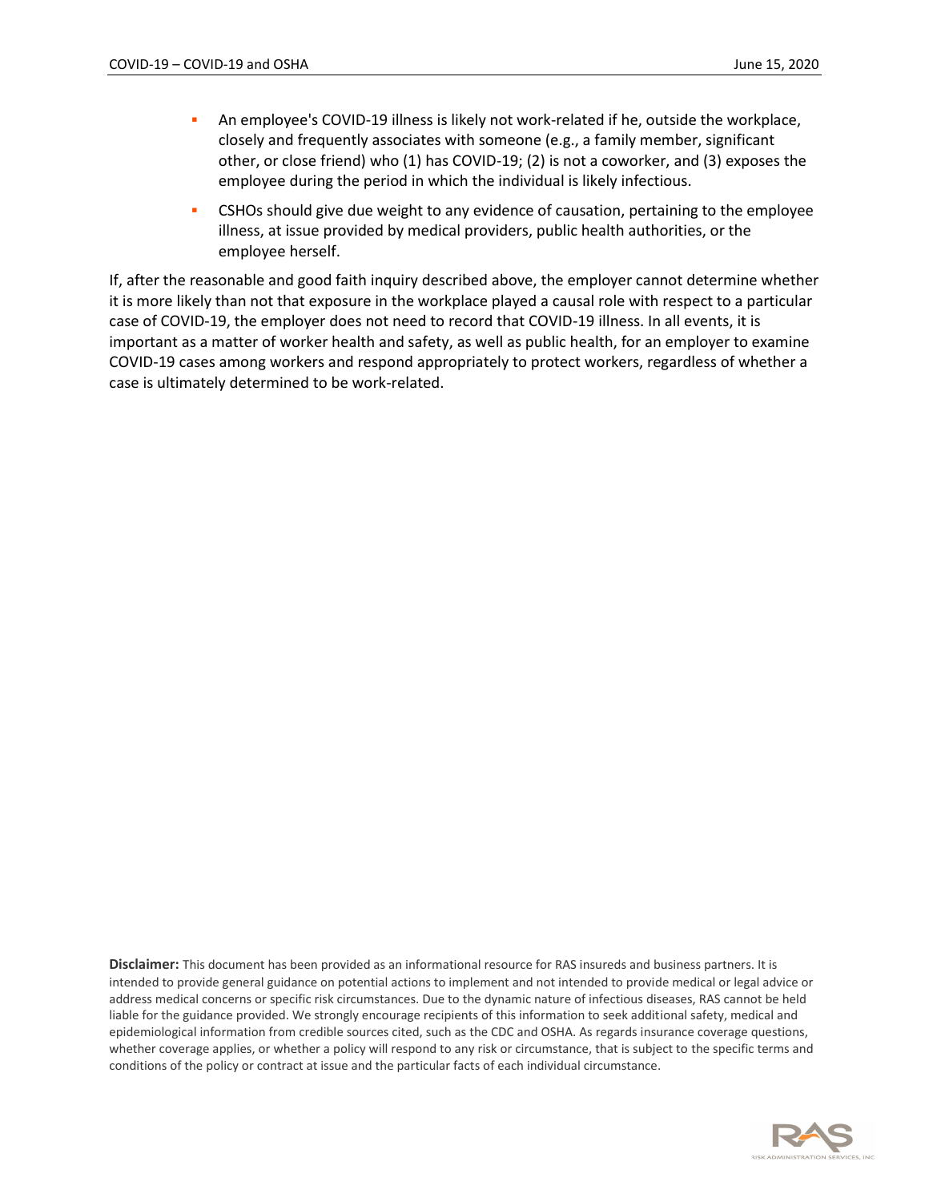- An employee's COVID-19 illness is likely not work-related if he, outside the workplace, closely and frequently associates with someone (e.g., a family member, significant other, or close friend) who (1) has COVID-19; (2) is not a coworker, and (3) exposes the employee during the period in which the individual is likely infectious.
- CSHOs should give due weight to any evidence of causation, pertaining to the employee illness, at issue provided by medical providers, public health authorities, or the employee herself.

If, after the reasonable and good faith inquiry described above, the employer cannot determine whether it is more likely than not that exposure in the workplace played a causal role with respect to a particular case of COVID-19, the employer does not need to record that COVID-19 illness. In all events, it is important as a matter of worker health and safety, as well as public health, for an employer to examine COVID-19 cases among workers and respond appropriately to protect workers, regardless of whether a case is ultimately determined to be work-related.

**Disclaimer:** This document has been provided as an informational resource for RAS insureds and business partners. It is intended to provide general guidance on potential actions to implement and not intended to provide medical or legal advice or address medical concerns or specific risk circumstances. Due to the dynamic nature of infectious diseases, RAS cannot be held liable for the guidance provided. We strongly encourage recipients of this information to seek additional safety, medical and epidemiological information from credible sources cited, such as the CDC and OSHA. As regards insurance coverage questions, whether coverage applies, or whether a policy will respond to any risk or circumstance, that is subject to the specific terms and conditions of the policy or contract at issue and the particular facts of each individual circumstance.